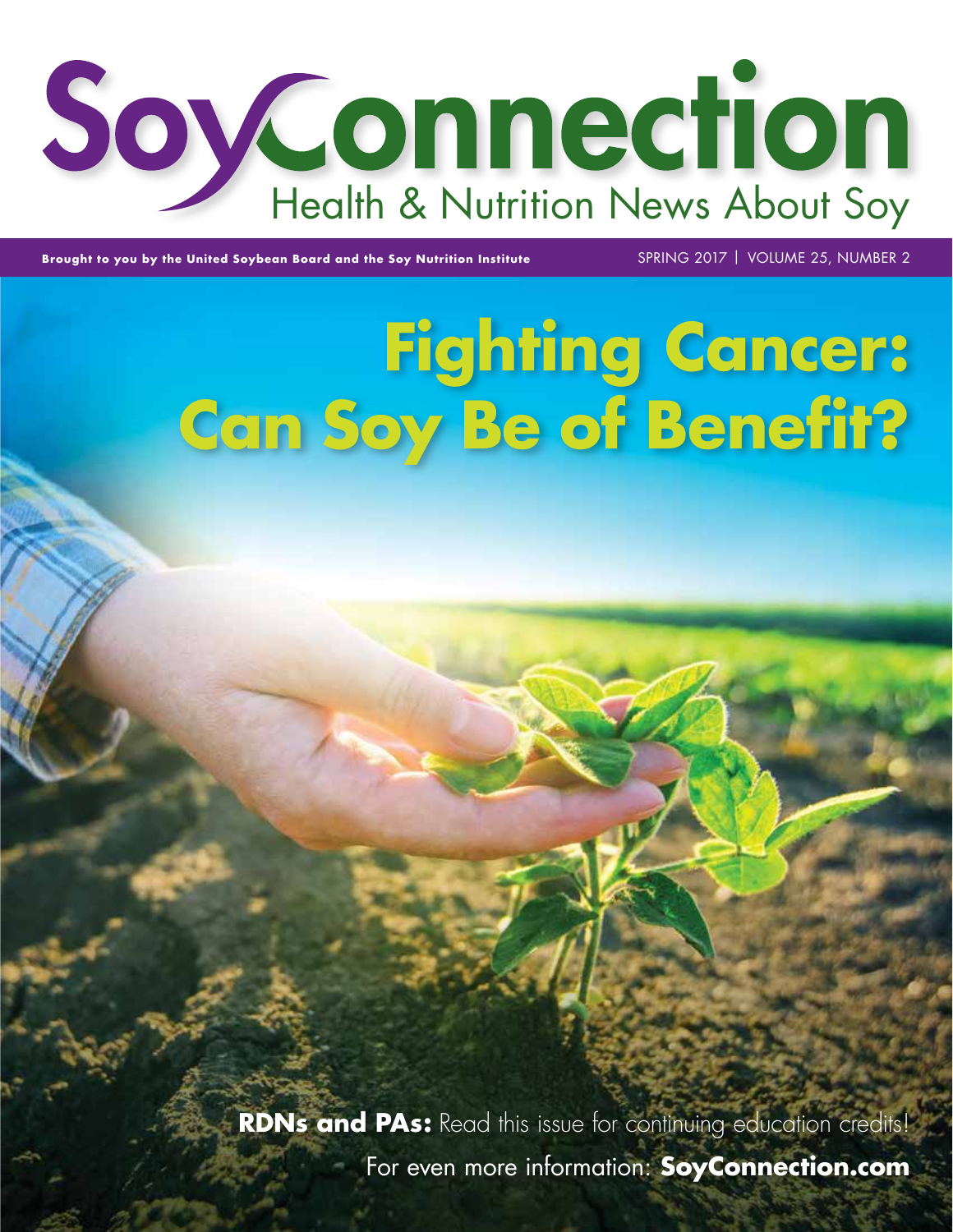# SoyConnection

## Health & Nutrition News About Soy

**Brought to you by the United Soybean Board and the Soy Nutrition Institute**

SPRING 2017 | VOLUME 25, NUMBER 2

# Fighting Cancer: Can Soy Be of Benefit?

**RDNs and PAs:** Read this issue for continuing education credits!

For even more information: **SoyConnection.com**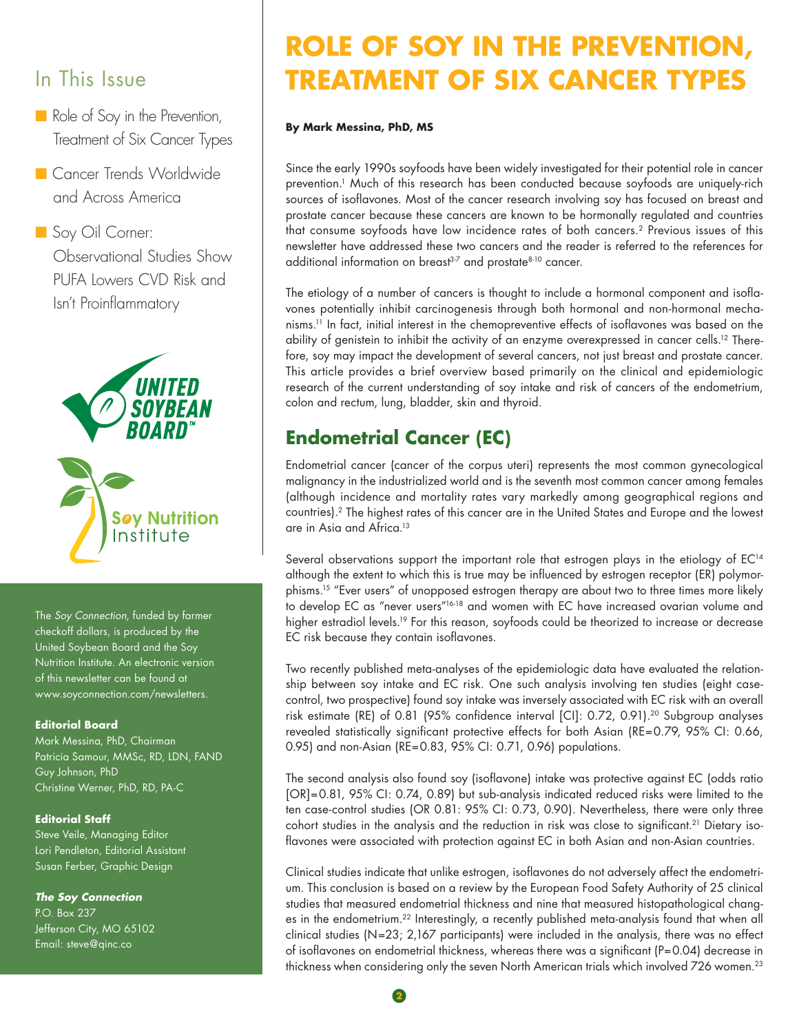## In This Issue

- Role of Soy in the Prevention, Treatment of Six Cancer Types
- Cancer Trends Worldwide and Across America
- Soy Oil Corner: Observational Studies Show PUFA Lowers CVD Risk and Isn't Proinflammatory

The *Soy Connection,* funded by farmer checkoff dollars, is produced by the United Soybean Board and the Soy Nutrition Institute. An electronic version of this newsletter can be found at www.soyconnection.com/newsletters.

**Editorial Board**
Mark Messina, PhD, Chairman
Patricia Samour, MMSc, RD, LDN, FAND
Guy Johnson, PhD
Christine Werner, PhD, RD, PA-C

**Editorial Staff**
Steve Veile, Managing Editor
Lori Pendleton, Editorial Assistant
Susan Ferber, Graphic Design

***The Soy Connection***
P.O. Box 237
Jefferson City, MO 65102
Email: steve@qinc.co

# ROLE OF SOY IN THE PREVENTION, TREATMENT OF SIX CANCER TYPES

**By Mark Messina, PhD, MS**

Since the early 1990s soyfoods have been widely investigated for their potential role in cancer prevention.[1] Much of this research has been conducted because soyfoods are uniquely-rich sources of isoflavones. Most of the cancer research involving soy has focused on breast and prostate cancer because these cancers are known to be hormonally regulated and countries that consume soyfoods have low incidence rates of both cancers.[2] Previous issues of this newsletter have addressed these two cancers and the reader is referred to the references for additional information on breast[3-7] and prostate[8-10] cancer.

The etiology of a number of cancers is thought to include a hormonal component and isoflavones potentially inhibit carcinogenesis through both hormonal and non-hormonal mechanisms.[11] In fact, initial interest in the chemopreventive effects of isoflavones was based on the ability of genistein to inhibit the activity of an enzyme overexpressed in cancer cells.[12] Therefore, soy may impact the development of several cancers, not just breast and prostate cancer. This article provides a brief overview based primarily on the clinical and epidemiologic research of the current understanding of soy intake and risk of cancers of the endometrium, colon and rectum, lung, bladder, skin and thyroid.

## Endometrial Cancer (EC)

Endometrial cancer (cancer of the corpus uteri) represents the most common gynecological malignancy in the industrialized world and is the seventh most common cancer among females (although incidence and mortality rates vary markedly among geographical regions and countries).[2] The highest rates of this cancer are in the United States and Europe and the lowest are in Asia and Africa.[13]

Several observations support the important role that estrogen plays in the etiology of EC[14] although the extent to which this is true may be influenced by estrogen receptor (ER) polymorphisms.[15] "Ever users" of unopposed estrogen therapy are about two to three times more likely to develop EC as "never users"[16-18] and women with EC have increased ovarian volume and higher estradiol levels.[19] For this reason, soyfoods could be theorized to increase or decrease EC risk because they contain isoflavones.

Two recently published meta-analyses of the epidemiologic data have evaluated the relationship between soy intake and EC risk. One such analysis involving ten studies (eight case-control, two prospective) found soy intake was inversely associated with EC risk with an overall risk estimate (RE) of 0.81 (95% confidence interval [CI]: 0.72, 0.91).[20] Subgroup analyses revealed statistically significant protective effects for both Asian (RE=0.79, 95% CI: 0.66, 0.95) and non-Asian (RE=0.83, 95% CI: 0.71, 0.96) populations.

The second analysis also found soy (isoflavone) intake was protective against EC (odds ratio [OR]=0.81, 95% CI: 0.74, 0.89) but sub-analysis indicated reduced risks were limited to the ten case-control studies (OR 0.81: 95% CI: 0.73, 0.90). Nevertheless, there were only three cohort studies in the analysis and the reduction in risk was close to significant.[21] Dietary isoflavones were associated with protection against EC in both Asian and non-Asian countries.

Clinical studies indicate that unlike estrogen, isoflavones do not adversely affect the endometrium. This conclusion is based on a review by the European Food Safety Authority of 25 clinical studies that measured endometrial thickness and nine that measured histopathological changes in the endometrium.[22] Interestingly, a recently published meta-analysis found that when all clinical studies (N=23; 2,167 participants) were included in the analysis, there was no effect of isoflavones on endometrial thickness, whereas there was a significant (P=0.04) decrease in thickness when considering only the seven North American trials which involved 726 women.[23]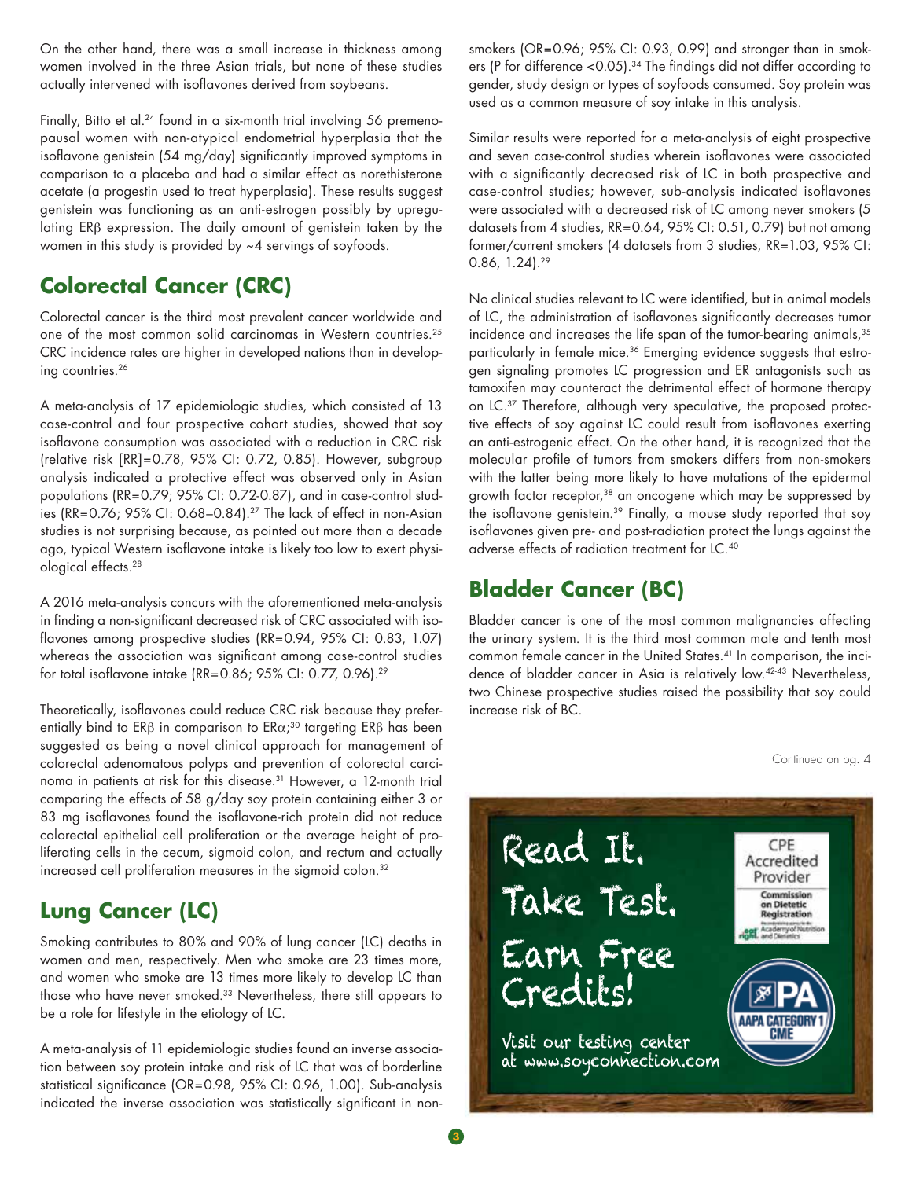On the other hand, there was a small increase in thickness among women involved in the three Asian trials, but none of these studies actually intervened with isoflavones derived from soybeans.

Finally, Bitto et al.[24] found in a six-month trial involving 56 premenopausal women with non-atypical endometrial hyperplasia that the isoflavone genistein (54 mg/day) significantly improved symptoms in comparison to a placebo and had a similar effect as norethisterone acetate (a progestin used to treat hyperplasia). These results suggest genistein was functioning as an anti-estrogen possibly by upregulating ERβ expression. The daily amount of genistein taken by the women in this study is provided by ~4 servings of soyfoods.

## Colorectal Cancer (CRC)

Colorectal cancer is the third most prevalent cancer worldwide and one of the most common solid carcinomas in Western countries.[25] CRC incidence rates are higher in developed nations than in developing countries.[26]

A meta-analysis of 17 epidemiologic studies, which consisted of 13 case-control and four prospective cohort studies, showed that soy isoflavone consumption was associated with a reduction in CRC risk (relative risk [RR]=0.78, 95% CI: 0.72, 0.85). However, subgroup analysis indicated a protective effect was observed only in Asian populations (RR=0.79; 95% CI: 0.72-0.87), and in case-control studies (RR=0.76; 95% CI: 0.68–0.84).[27] The lack of effect in non-Asian studies is not surprising because, as pointed out more than a decade ago, typical Western isoflavone intake is likely too low to exert physiological effects.[28]

A 2016 meta-analysis concurs with the aforementioned meta-analysis in finding a non-significant decreased risk of CRC associated with isoflavones among prospective studies (RR=0.94, 95% CI: 0.83, 1.07) whereas the association was significant among case-control studies for total isoflavone intake (RR=0.86; 95% CI: 0.77, 0.96).[29]

Theoretically, isoflavones could reduce CRC risk because they preferentially bind to ERβ in comparison to ERα;[30] targeting ERβ has been suggested as being a novel clinical approach for management of colorectal adenomatous polyps and prevention of colorectal carcinoma in patients at risk for this disease.[31] However, a 12-month trial comparing the effects of 58 g/day soy protein containing either 3 or 83 mg isoflavones found the isoflavone-rich protein did not reduce colorectal epithelial cell proliferation or the average height of proliferating cells in the cecum, sigmoid colon, and rectum and actually increased cell proliferation measures in the sigmoid colon.[32]

## Lung Cancer (LC)

Smoking contributes to 80% and 90% of lung cancer (LC) deaths in women and men, respectively. Men who smoke are 23 times more, and women who smoke are 13 times more likely to develop LC than those who have never smoked.[33] Nevertheless, there still appears to be a role for lifestyle in the etiology of LC.

A meta-analysis of 11 epidemiologic studies found an inverse association between soy protein intake and risk of LC that was of borderline statistical significance (OR=0.98, 95% CI: 0.96, 1.00). Sub-analysis indicated the inverse association was statistically significant in non-smokers (OR=0.96; 95% CI: 0.93, 0.99) and stronger than in smokers (P for difference <0.05).[34] The findings did not differ according to gender, study design or types of soyfoods consumed. Soy protein was used as a common measure of soy intake in this analysis.

Similar results were reported for a meta-analysis of eight prospective and seven case-control studies wherein isoflavones were associated with a significantly decreased risk of LC in both prospective and case-control studies; however, sub-analysis indicated isoflavones were associated with a decreased risk of LC among never smokers (5 datasets from 4 studies, RR=0.64, 95% CI: 0.51, 0.79) but not among former/current smokers (4 datasets from 3 studies, RR=1.03, 95% CI: 0.86, 1.24).[29]

No clinical studies relevant to LC were identified, but in animal models of LC, the administration of isoflavones significantly decreases tumor incidence and increases the life span of the tumor-bearing animals,[35] particularly in female mice.[36] Emerging evidence suggests that estrogen signaling promotes LC progression and ER antagonists such as tamoxifen may counteract the detrimental effect of hormone therapy on LC.[37] Therefore, although very speculative, the proposed protective effects of soy against LC could result from isoflavones exerting an anti-estrogenic effect. On the other hand, it is recognized that the molecular profile of tumors from smokers differs from non-smokers with the latter being more likely to have mutations of the epidermal growth factor receptor,[38] an oncogene which may be suppressed by the isoflavone genistein.[39] Finally, a mouse study reported that soy isoflavones given pre- and post-radiation protect the lungs against the adverse effects of radiation treatment for LC.[40]

## Bladder Cancer (BC)

Bladder cancer is one of the most common malignancies affecting the urinary system. It is the third most common male and tenth most common female cancer in the United States.[41] In comparison, the incidence of bladder cancer in Asia is relatively low.[42-43] Nevertheless, two Chinese prospective studies raised the possibility that soy could increase risk of BC.

Continued on pg. 4

Read It. Take Test. Earn Free Credits!

Visit our testing center at www.soyconnection.com

CPE Accredited Provider — Commission on Dietetic Registration

AAPA Category 1 CME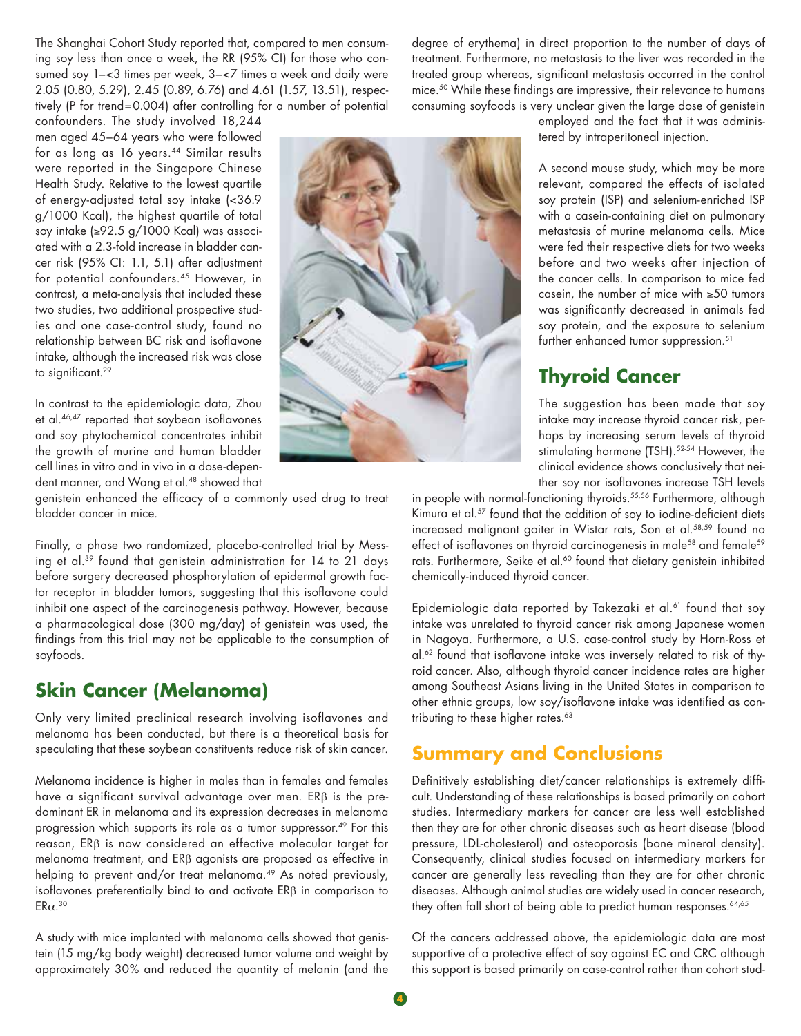The Shanghai Cohort Study reported that, compared to men consuming soy less than once a week, the RR (95% CI) for those who consumed soy 1–<3 times per week, 3–<7 times a week and daily were 2.05 (0.80, 5.29), 2.45 (0.89, 6.76) and 4.61 (1.57, 13.51), respectively (P for trend=0.004) after controlling for a number of potential confounders. The study involved 18,244 men aged 45–64 years who were followed for as long as 16 years.[44] Similar results were reported in the Singapore Chinese Health Study. Relative to the lowest quartile of energy-adjusted total soy intake (<36.9 g/1000 Kcal), the highest quartile of total soy intake (≥92.5 g/1000 Kcal) was associated with a 2.3-fold increase in bladder cancer risk (95% CI: 1.1, 5.1) after adjustment for potential confounders.[45] However, in contrast, a meta-analysis that included these two studies, two additional prospective studies and one case-control study, found no relationship between BC risk and isoflavone intake, although the increased risk was close to significant.[29]

In contrast to the epidemiologic data, Zhou et al.[46,47] reported that soybean isoflavones and soy phytochemical concentrates inhibit the growth of murine and human bladder cell lines in vitro and in vivo in a dose-dependent manner, and Wang et al.[48] showed that genistein enhanced the efficacy of a commonly used drug to treat bladder cancer in mice.

Finally, a phase two randomized, placebo-controlled trial by Messing et al.[39] found that genistein administration for 14 to 21 days before surgery decreased phosphorylation of epidermal growth factor receptor in bladder tumors, suggesting that this isoflavone could inhibit one aspect of the carcinogenesis pathway. However, because a pharmacological dose (300 mg/day) of genistein was used, the findings from this trial may not be applicable to the consumption of soyfoods.

## Skin Cancer (Melanoma)

Only very limited preclinical research involving isoflavones and melanoma has been conducted, but there is a theoretical basis for speculating that these soybean constituents reduce risk of skin cancer.

Melanoma incidence is higher in males than in females and females have a significant survival advantage over men. ERβ is the predominant ER in melanoma and its expression decreases in melanoma progression which supports its role as a tumor suppressor.[49] For this reason, ERβ is now considered an effective molecular target for melanoma treatment, and ERβ agonists are proposed as effective in helping to prevent and/or treat melanoma.[49] As noted previously, isoflavones preferentially bind to and activate ERβ in comparison to ERα.[30]

A study with mice implanted with melanoma cells showed that genistein (15 mg/kg body weight) decreased tumor volume and weight by approximately 30% and reduced the quantity of melanin (and the degree of erythema) in direct proportion to the number of days of treatment. Furthermore, no metastasis to the liver was recorded in the treated group whereas, significant metastasis occurred in the control mice.[50] While these findings are impressive, their relevance to humans consuming soyfoods is very unclear given the large dose of genistein employed and the fact that it was administered by intraperitoneal injection.

A second mouse study, which may be more relevant, compared the effects of isolated soy protein (ISP) and selenium-enriched ISP with a casein-containing diet on pulmonary metastasis of murine melanoma cells. Mice were fed their respective diets for two weeks before and two weeks after injection of the cancer cells. In comparison to mice fed casein, the number of mice with ≥50 tumors was significantly decreased in animals fed soy protein, and the exposure to selenium further enhanced tumor suppression.[51]

## Thyroid Cancer

The suggestion has been made that soy intake may increase thyroid cancer risk, perhaps by increasing serum levels of thyroid stimulating hormone (TSH).[52-54] However, the clinical evidence shows conclusively that neither soy nor isoflavones increase TSH levels in people with normal-functioning thyroids.[55,56] Furthermore, although Kimura et al.[57] found that the addition of soy to iodine-deficient diets increased malignant goiter in Wistar rats, Son et al.[58,59] found no effect of isoflavones on thyroid carcinogenesis in male[58] and female[59] rats. Furthermore, Seike et al.[60] found that dietary genistein inhibited chemically-induced thyroid cancer.

Epidemiologic data reported by Takezaki et al.[61] found that soy intake was unrelated to thyroid cancer risk among Japanese women in Nagoya. Furthermore, a U.S. case-control study by Horn-Ross et al.[62] found that isoflavone intake was inversely related to risk of thyroid cancer. Also, although thyroid cancer incidence rates are higher among Southeast Asians living in the United States in comparison to other ethnic groups, low soy/isoflavone intake was identified as contributing to these higher rates.[63]

## Summary and Conclusions

Definitively establishing diet/cancer relationships is extremely difficult. Understanding of these relationships is based primarily on cohort studies. Intermediary markers for cancer are less well established then they are for other chronic diseases such as heart disease (blood pressure, LDL-cholesterol) and osteoporosis (bone mineral density). Consequently, clinical studies focused on intermediary markers for cancer are generally less revealing than they are for other chronic diseases. Although animal studies are widely used in cancer research, they often fall short of being able to predict human responses.[64,65]

Of the cancers addressed above, the epidemiologic data are most supportive of a protective effect of soy against EC and CRC although this support is based primarily on case-control rather than cohort stud-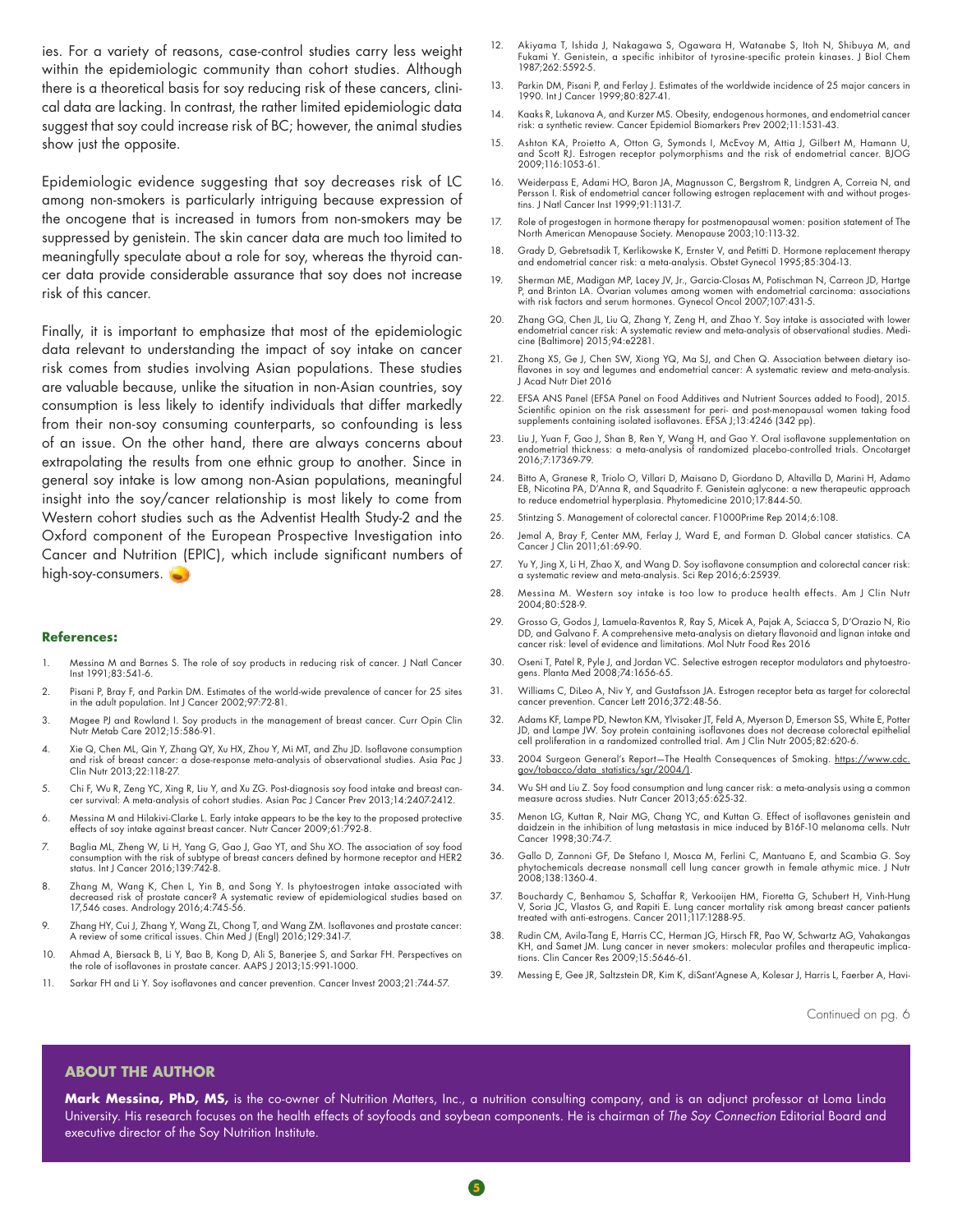ies. For a variety of reasons, case-control studies carry less weight within the epidemiologic community than cohort studies. Although there is a theoretical basis for soy reducing risk of these cancers, clinical data are lacking. In contrast, the rather limited epidemiologic data suggest that soy could increase risk of BC; however, the animal studies show just the opposite.

Epidemiologic evidence suggesting that soy decreases risk of LC among non-smokers is particularly intriguing because expression of the oncogene that is increased in tumors from non-smokers may be suppressed by genistein. The skin cancer data are much too limited to meaningfully speculate about a role for soy, whereas the thyroid cancer data provide considerable assurance that soy does not increase risk of this cancer.

Finally, it is important to emphasize that most of the epidemiologic data relevant to understanding the impact of soy intake on cancer risk comes from studies involving Asian populations. These studies are valuable because, unlike the situation in non-Asian countries, soy consumption is less likely to identify individuals that differ markedly from their non-soy consuming counterparts, so confounding is less of an issue. On the other hand, there are always concerns about extrapolating the results from one ethnic group to another. Since in general soy intake is low among non-Asian populations, meaningful insight into the soy/cancer relationship is most likely to come from Western cohort studies such as the Adventist Health Study-2 and the Oxford component of the European Prospective Investigation into Cancer and Nutrition (EPIC), which include significant numbers of high-soy-consumers.

## References:

1. Messina M and Barnes S. The role of soy products in reducing risk of cancer. J Natl Cancer Inst 1991;83:541-6.
2. Pisani P, Bray F, and Parkin DM. Estimates of the world-wide prevalence of cancer for 25 sites in the adult population. Int J Cancer 2002;97:72-81.
3. Magee PJ and Rowland I. Soy products in the management of breast cancer. Curr Opin Clin Nutr Metab Care 2012;15:586-91.
4. Xie Q, Chen ML, Qin Y, Zhang QY, Xu HX, Zhou Y, Mi MT, and Zhu JD. Isoflavone consumption and risk of breast cancer: a dose-response meta-analysis of observational studies. Asia Pac J Clin Nutr 2013;22:118-27.
5. Chi F, Wu R, Zeng YC, Xing R, Liu Y, and Xu ZG. Post-diagnosis soy food intake and breast cancer survival: A meta-analysis of cohort studies. Asian Pac J Cancer Prev 2013;14:2407-2412.
6. Messina M and Hilakivi-Clarke L. Early intake appears to be the key to the proposed protective effects of soy intake against breast cancer. Nutr Cancer 2009;61:792-8.
7. Baglia ML, Zheng W, Li H, Yang G, Gao J, Gao YT, and Shu XO. The association of soy food consumption with the risk of subtype of breast cancers defined by hormone receptor and HER2 status. Int J Cancer 2016;139:742-8.
8. Zhang M, Wang K, Chen L, Yin B, and Song Y. Is phytoestrogen intake associated with decreased risk of prostate cancer? A systematic review of epidemiological studies based on 17,546 cases. Andrology 2016;4:745-56.
9. Zhang HY, Cui J, Zhang Y, Wang ZL, Chong T, and Wang ZM. Isoflavones and prostate cancer: A review of some critical issues. Chin Med J (Engl) 2016;129:341-7.
10. Ahmad A, Biersack B, Li Y, Bao B, Kong D, Ali S, Banerjee S, and Sarkar FH. Perspectives on the role of isoflavones in prostate cancer. AAPS J 2013;15:991-1000.
11. Sarkar FH and Li Y. Soy isoflavones and cancer prevention. Cancer Invest 2003;21:744-57.
12. Akiyama T, Ishida J, Nakagawa S, Ogawara H, Watanabe S, Itoh N, Shibuya M, and Fukami Y. Genistein, a specific inhibitor of tyrosine-specific protein kinases. J Biol Chem 1987;262:5592-5.
13. Parkin DM, Pisani P, and Ferlay J. Estimates of the worldwide incidence of 25 major cancers in 1990. Int J Cancer 1999;80:827-41.
14. Kaaks R, Lukanova A, and Kurzer MS. Obesity, endogenous hormones, and endometrial cancer risk: a synthetic review. Cancer Epidemiol Biomarkers Prev 2002;11:1531-43.
15. Ashton KA, Proietto A, Otton G, Symonds I, McEvoy M, Attia J, Gilbert M, Hamann U, and Scott RJ. Estrogen receptor polymorphisms and the risk of endometrial cancer. BJOG 2009;116:1053-61.
16. Weiderpass E, Adami HO, Baron JA, Magnusson C, Bergstrom R, Lindgren A, Correia N, and Persson I. Risk of endometrial cancer following estrogen replacement with and without progestins. J Natl Cancer Inst 1999;91:1131-7.
17. Role of progestogen in hormone therapy for postmenopausal women: position statement of The North American Menopause Society. Menopause 2003;10:113-32.
18. Grady D, Gebretsadik T, Kerlikowske K, Ernster V, and Petitti D. Hormone replacement therapy and endometrial cancer risk: a meta-analysis. Obstet Gynecol 1995;85:304-13.
19. Sherman ME, Madigan MP, Lacey JV, Jr., Garcia-Closas M, Potischman N, Carreon JD, Hartge P, and Brinton LA. Ovarian volumes among women with endometrial carcinoma: associations with risk factors and serum hormones. Gynecol Oncol 2007;107:431-5.
20. Zhang GQ, Chen JL, Liu Q, Zhang Y, Zeng H, and Zhao Y. Soy intake is associated with lower endometrial cancer risk: A systematic review and meta-analysis of observational studies. Medicine (Baltimore) 2015;94:e2281.
21. Zhong XS, Ge J, Chen SW, Xiong YQ, Ma SJ, and Chen Q. Association between dietary isoflavones in soy and legumes and endometrial cancer: A systematic review and meta-analysis. J Acad Nutr Diet 2016
22. EFSA ANS Panel (EFSA Panel on Food Additives and Nutrient Sources added to Food), 2015. Scientific opinion on the risk assessment for peri- and post-menopausal women taking food supplements containing isolated isoflavones. EFSA J;13:4246 (342 pp).
23. Liu J, Yuan F, Gao J, Shan B, Ren Y, Wang H, and Gao Y. Oral isoflavone supplementation on endometrial thickness: a meta-analysis of randomized placebo-controlled trials. Oncotarget 2016;7:17369-79.
24. Bitto A, Granese R, Triolo O, Villari D, Maisano D, Giordano D, Altavilla D, Marini H, Adamo EB, Nicotina PA, D'Anna R, and Squadrito F. Genistein aglycone: a new therapeutic approach to reduce endometrial hyperplasia. Phytomedicine 2010;17:844-50.
25. Stintzing S. Management of colorectal cancer. F1000Prime Rep 2014;6:108.
26. Jemal A, Bray F, Center MM, Ferlay J, Ward E, and Forman D. Global cancer statistics. CA Cancer J Clin 2011;61:69-90.
27. Yu Y, Jing X, Li H, Zhao X, and Wang D. Soy isoflavone consumption and colorectal cancer risk: a systematic review and meta-analysis. Sci Rep 2016;6:25939.
28. Messina M. Western soy intake is too low to produce health effects. Am J Clin Nutr 2004;80:528-9.
29. Grosso G, Godos J, Lamuela-Raventos R, Ray S, Micek A, Pajak A, Sciacca S, D'Orazio N, Rio DD, and Galvano F. A comprehensive meta-analysis on dietary flavonoid and lignan intake and cancer risk: level of evidence and limitations. Mol Nutr Food Res 2016
30. Oseni T, Patel R, Pyle J, and Jordan VC. Selective estrogen receptor modulators and phytoestrogens. Planta Med 2008;74:1656-65.
31. Williams C, DiLeo A, Niv Y, and Gustafsson JA. Estrogen receptor beta as target for colorectal cancer prevention. Cancer Lett 2016;372:48-56.
32. Adams KF, Lampe PD, Newton KM, Ylvisaker JT, Feld A, Myerson D, Emerson SS, White E, Potter JD, and Lampe JW. Soy protein containing isoflavones does not decrease colorectal epithelial cell proliferation in a randomized controlled trial. Am J Clin Nutr 2005;82:620-6.
33. 2004 Surgeon General's Report—The Health Consequences of Smoking. https://www.cdc.gov/tobacco/data_statistics/sgr/2004/).
34. Wu SH and Liu Z. Soy food consumption and lung cancer risk: a meta-analysis using a common measure across studies. Nutr Cancer 2013;65:625-32.
35. Menon LG, Kuttan R, Nair MG, Chang YC, and Kuttan G. Effect of isoflavones genistein and daidzein in the inhibition of lung metastasis in mice induced by B16F-10 melanoma cells. Nutr Cancer 1998;30:74-7.
36. Gallo D, Zannoni GF, De Stefano I, Mosca M, Ferlini C, Mantuano E, and Scambia G. Soy phytochemicals decrease nonsmall cell lung cancer growth in female athymic mice. J Nutr 2008;138:1360-4.
37. Bouchardy C, Benhamou S, Schaffar R, Verkooijen HM, Fioretta G, Schubert H, Vinh-Hung V, Soria JC, Vlastos G, and Rapiti E. Lung cancer mortality risk among breast cancer patients treated with anti-estrogens. Cancer 2011;117:1288-95.
38. Rudin CM, Avila-Tang E, Harris CC, Herman JG, Hirsch FR, Pao W, Schwartz AG, Vahakangas KH, and Samet JM. Lung cancer in never smokers: molecular profiles and therapeutic implications. Clin Cancer Res 2009;15:5646-61.
39. Messing E, Gee JR, Saltzstein DR, Kim K, diSant'Agnese A, Kolesar J, Harris L, Faerber A, Havi-

Continued on pg. 6

## ABOUT THE AUTHOR

**Mark Messina, PhD, MS,** is the co-owner of Nutrition Matters, Inc., a nutrition consulting company, and is an adjunct professor at Loma Linda University. His research focuses on the health effects of soyfoods and soybean components. He is chairman of *The Soy Connection* Editorial Board and executive director of the Soy Nutrition Institute.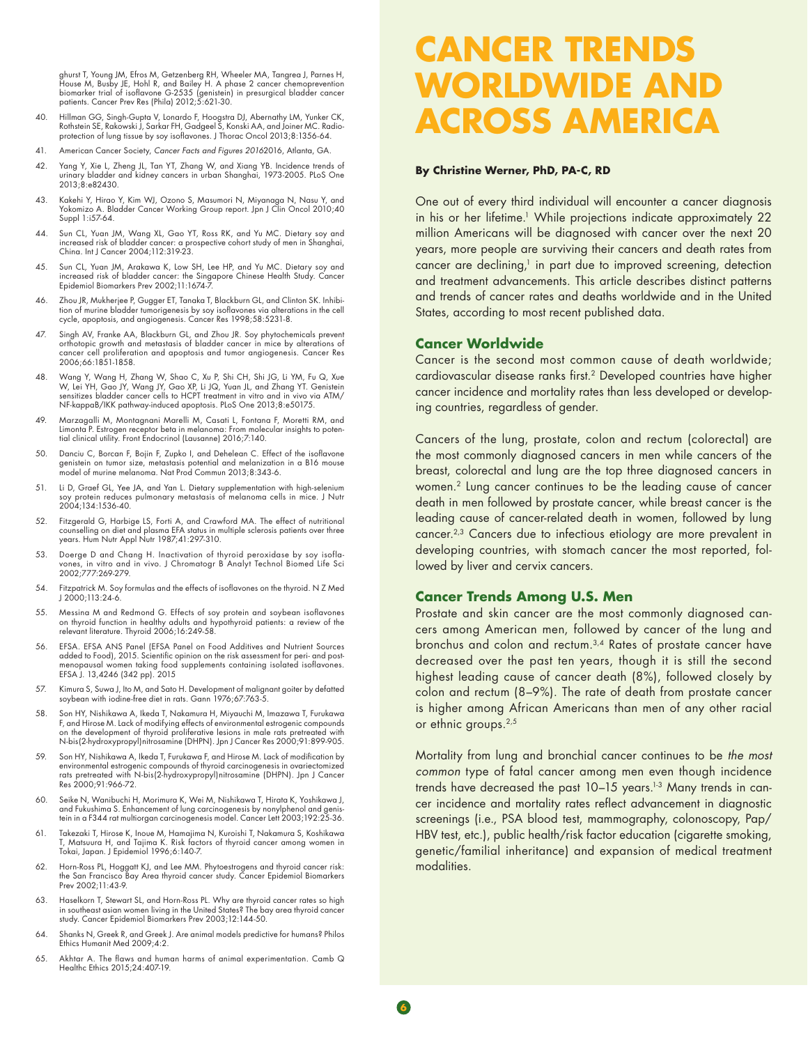ghurst T, Young JM, Efros M, Getzenberg RH, Wheeler MA, Tangrea J, Parnes H, House M, Busby JE, Hohl R, and Bailey H. A phase 2 cancer chemoprevention biomarker trial of isoflavone G-2535 (genistein) in presurgical bladder cancer patients. Cancer Prev Res (Phila) 2012;5:621-30.

40. Hillman GG, Singh-Gupta V, Lonardo F, Hoogstra DJ, Abernathy LM, Yunker CK, Rothstein SE, Rakowski J, Sarkar FH, Gadgeel S, Konski AA, and Joiner MC. Radioprotection of lung tissue by soy isoflavones. J Thorac Oncol 2013;8:1356-64.
41. American Cancer Society, *Cancer Facts and Figures 2016*2016, Atlanta, GA.
42. Yang Y, Xie L, Zheng JL, Tan YT, Zhang W, and Xiang YB. Incidence trends of urinary bladder and kidney cancers in urban Shanghai, 1973-2005. PLoS One 2013;8:e82430.
43. Kakehi Y, Hirao Y, Kim WJ, Ozono S, Masumori N, Miyanaga N, Nasu Y, and Yokomizo A. Bladder Cancer Working Group report. Jpn J Clin Oncol 2010;40 Suppl 1:i57-64.
44. Sun CL, Yuan JM, Wang XL, Gao YT, Ross RK, and Yu MC. Dietary soy and increased risk of bladder cancer: a prospective cohort study of men in Shanghai, China. Int J Cancer 2004;112:319-23.
45. Sun CL, Yuan JM, Arakawa K, Low SH, Lee HP, and Yu MC. Dietary soy and increased risk of bladder cancer: the Singapore Chinese Health Study. Cancer Epidemiol Biomarkers Prev 2002;11:1674-7.
46. Zhou JR, Mukherjee P, Gugger ET, Tanaka T, Blackburn GL, and Clinton SK. Inhibition of murine bladder tumorigenesis by soy isoflavones via alterations in the cell cycle, apoptosis, and angiogenesis. Cancer Res 1998;58:5231-8.
47. Singh AV, Franke AA, Blackburn GL, and Zhou JR. Soy phytochemicals prevent orthotopic growth and metastasis of bladder cancer in mice by alterations of cancer cell proliferation and apoptosis and tumor angiogenesis. Cancer Res 2006;66:1851-1858.
48. Wang Y, Wang H, Zhang W, Shao C, Xu P, Shi CH, Shi JG, Li YM, Fu Q, Xue W, Lei YH, Gao JY, Wang JY, Gao XP, Li JQ, Yuan JL, and Zhang YT. Genistein sensitizes bladder cancer cells to HCPT treatment in vitro and in vivo via ATM/NF-kappaB/IKK pathway-induced apoptosis. PLoS One 2013;8:e50175.
49. Marzagalli M, Montagnani Marelli M, Casati L, Fontana F, Moretti RM, and Limonta P. Estrogen receptor beta in melanoma: From molecular insights to potential clinical utility. Front Endocrinol (Lausanne) 2016;7:140.
50. Danciu C, Borcan F, Bojin F, Zupko I, and Dehelean C. Effect of the isoflavone genistein on tumor size, metastasis potential and melanization in a B16 mouse model of murine melanoma. Nat Prod Commun 2013;8:343-6.
51. Li D, Graef GL, Yee JA, and Yan L. Dietary supplementation with high-selenium soy protein reduces pulmonary metastasis of melanoma cells in mice. J Nutr 2004;134:1536-40.
52. Fitzgerald G, Harbige LS, Forti A, and Crawford MA. The effect of nutritional counselling on diet and plasma EFA status in multiple sclerosis patients over three years. Hum Nutr Appl Nutr 1987;41:297-310.
53. Doerge D and Chang H. Inactivation of thyroid peroxidase by soy isoflavones, in vitro and in vivo. J Chromatogr B Analyt Technol Biomed Life Sci 2002;777:269-279.
54. Fitzpatrick M. Soy formulas and the effects of isoflavones on the thyroid. N Z Med J 2000;113:24-6.
55. Messina M and Redmond G. Effects of soy protein and soybean isoflavones on thyroid function in healthy adults and hypothyroid patients: a review of the relevant literature. Thyroid 2006;16:249-58.
56. EFSA. EFSA ANS Panel (EFSA Panel on Food Additives and Nutrient Sources added to Food), 2015. Scientific opinion on the risk assessment for peri- and postmenopausal women taking food supplements containing isolated isoflavones. EFSA J. 13,4246 (342 pp). 2015
57. Kimura S, Suwa J, Ito M, and Sato H. Development of malignant goiter by defatted soybean with iodine-free diet in rats. Gann 1976;67:763-5.
58. Son HY, Nishikawa A, Ikeda T, Nakamura H, Miyauchi M, Imazawa T, Furukawa F, and Hirose M. Lack of modifying effects of environmental estrogenic compounds on the development of thyroid proliferative lesions in male rats pretreated with N-bis(2-hydroxypropyl)nitrosamine (DHPN). Jpn J Cancer Res 2000;91:899-905.
59. Son HY, Nishikawa A, Ikeda T, Furukawa F, and Hirose M. Lack of modification by environmental estrogenic compounds of thyroid carcinogenesis in ovariectomized rats pretreated with N-bis(2-hydroxypropyl)nitrosamine (DHPN). Jpn J Cancer Res 2000;91:966-72.
60. Seike N, Wanibuchi H, Morimura K, Wei M, Nishikawa T, Hirata K, Yoshikawa J, and Fukushima S. Enhancement of lung carcinogenesis by nonylphenol and genistein in a F344 rat multiorgan carcinogenesis model. Cancer Lett 2003;192:25-36.
61. Takezaki T, Hirose K, Inoue M, Hamajima N, Kuroishi T, Nakamura S, Koshikawa T, Matsuura H, and Tajima K. Risk factors of thyroid cancer among women in Tokai, Japan. J Epidemiol 1996;6:140-7.
62. Horn-Ross PL, Hoggatt KJ, and Lee MM. Phytoestrogens and thyroid cancer risk: the San Francisco Bay Area thyroid cancer study. Cancer Epidemiol Biomarkers Prev 2002;11:43-9.
63. Haselkorn T, Stewart SL, and Horn-Ross PL. Why are thyroid cancer rates so high in southeast asian women living in the United States? The bay area thyroid cancer study. Cancer Epidemiol Biomarkers Prev 2003;12:144-50.
64. Shanks N, Greek R, and Greek J. Are animal models predictive for humans? Philos Ethics Humanit Med 2009;4:2.
65. Akhtar A. The flaws and human harms of animal experimentation. Camb Q Healthc Ethics 2015;24:407-19.

# CANCER TRENDS WORLDWIDE AND ACROSS AMERICA

**By Christine Werner, PhD, PA-C, RD**

One out of every third individual will encounter a cancer diagnosis in his or her lifetime.[1] While projections indicate approximately 22 million Americans will be diagnosed with cancer over the next 20 years, more people are surviving their cancers and death rates from cancer are declining,[1] in part due to improved screening, detection and treatment advancements. This article describes distinct patterns and trends of cancer rates and deaths worldwide and in the United States, according to most recent published data.

## Cancer Worldwide

Cancer is the second most common cause of death worldwide; cardiovascular disease ranks first.[2] Developed countries have higher cancer incidence and mortality rates than less developed or developing countries, regardless of gender.

Cancers of the lung, prostate, colon and rectum (colorectal) are the most commonly diagnosed cancers in men while cancers of the breast, colorectal and lung are the top three diagnosed cancers in women.[2] Lung cancer continues to be the leading cause of cancer death in men followed by prostate cancer, while breast cancer is the leading cause of cancer-related death in women, followed by lung cancer.[2,3] Cancers due to infectious etiology are more prevalent in developing countries, with stomach cancer the most reported, followed by liver and cervix cancers.

## Cancer Trends Among U.S. Men

Prostate and skin cancer are the most commonly diagnosed cancers among American men, followed by cancer of the lung and bronchus and colon and rectum.[3,4] Rates of prostate cancer have decreased over the past ten years, though it is still the second highest leading cause of cancer death (8%), followed closely by colon and rectum (8–9%). The rate of death from prostate cancer is higher among African Americans than men of any other racial or ethnic groups.[2,5]

Mortality from lung and bronchial cancer continues to be *the most common* type of fatal cancer among men even though incidence trends have decreased the past 10–15 years.[1-3] Many trends in cancer incidence and mortality rates reflect advancement in diagnostic screenings (i.e., PSA blood test, mammography, colonoscopy, Pap/HBV test, etc.), public health/risk factor education (cigarette smoking, genetic/familial inheritance) and expansion of medical treatment modalities.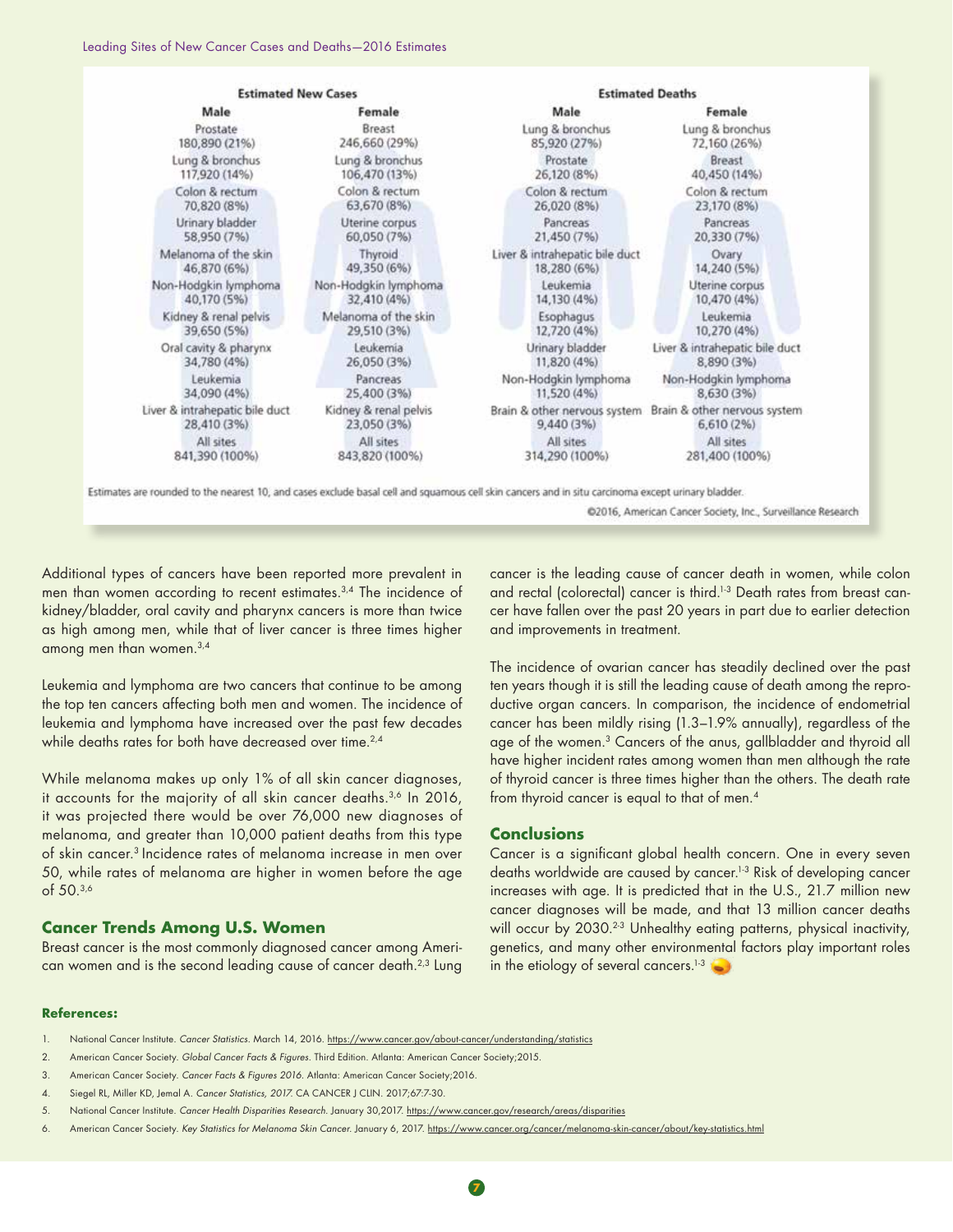Leading Sites of New Cancer Cases and Deaths—2016 Estimates

| Estimated New Cases | | Estimated Deaths | |
|---|---|---|---|
| **Male** | **Female** | **Male** | **Female** |
| Prostate 180,890 (21%) | Breast 246,660 (29%) | Lung & bronchus 85,920 (27%) | Lung & bronchus 72,160 (26%) |
| Lung & bronchus 117,920 (14%) | Lung & bronchus 106,470 (13%) | Prostate 26,120 (8%) | Breast 40,450 (14%) |
| Colon & rectum 70,820 (8%) | Colon & rectum 63,670 (8%) | Colon & rectum 26,020 (8%) | Colon & rectum 23,170 (8%) |
| Urinary bladder 58,950 (7%) | Uterine corpus 60,050 (7%) | Pancreas 21,450 (7%) | Pancreas 20,330 (7%) |
| Melanoma of the skin 46,870 (6%) | Thyroid 49,350 (6%) | Liver & intrahepatic bile duct 18,280 (6%) | Ovary 14,240 (5%) |
| Non-Hodgkin lymphoma 40,170 (5%) | Non-Hodgkin lymphoma 32,410 (4%) | Leukemia 14,130 (4%) | Uterine corpus 10,470 (4%) |
| Kidney & renal pelvis 39,650 (5%) | Melanoma of the skin 29,510 (3%) | Esophagus 12,720 (4%) | Leukemia 10,270 (4%) |
| Oral cavity & pharynx 34,780 (4%) | Leukemia 26,050 (3%) | Urinary bladder 11,820 (4%) | Liver & intrahepatic bile duct 8,890 (3%) |
| Leukemia 34,090 (4%) | Pancreas 25,400 (3%) | Non-Hodgkin lymphoma 11,520 (4%) | Non-Hodgkin lymphoma 8,630 (3%) |
| Liver & intrahepatic bile duct 28,410 (3%) | Kidney & renal pelvis 23,050 (3%) | Brain & other nervous system 9,440 (3%) | Brain & other nervous system 6,610 (2%) |
| All sites 841,390 (100%) | All sites 843,820 (100%) | All sites 314,290 (100%) | All sites 281,400 (100%) |

Estimates are rounded to the nearest 10, and cases exclude basal cell and squamous cell skin cancers and in situ carcinoma except urinary bladder.

©2016, American Cancer Society, Inc., Surveillance Research

Additional types of cancers have been reported more prevalent in men than women according to recent estimates.[3,4] The incidence of kidney/bladder, oral cavity and pharynx cancers is more than twice as high among men, while that of liver cancer is three times higher among men than women.[3,4]

Leukemia and lymphoma are two cancers that continue to be among the top ten cancers affecting both men and women. The incidence of leukemia and lymphoma have increased over the past few decades while deaths rates for both have decreased over time.[2,4]

While melanoma makes up only 1% of all skin cancer diagnoses, it accounts for the majority of all skin cancer deaths.[3,6] In 2016, it was projected there would be over 76,000 new diagnoses of melanoma, and greater than 10,000 patient deaths from this type of skin cancer.[3] Incidence rates of melanoma increase in men over 50, while rates of melanoma are higher in women before the age of 50.[3,6]

## Cancer Trends Among U.S. Women

Breast cancer is the most commonly diagnosed cancer among American women and is the second leading cause of cancer death.[2,3] Lung cancer is the leading cause of cancer death in women, while colon and rectal (colorectal) cancer is third.[1-3] Death rates from breast cancer have fallen over the past 20 years in part due to earlier detection and improvements in treatment.

The incidence of ovarian cancer has steadily declined over the past ten years though it is still the leading cause of death among the reproductive organ cancers. In comparison, the incidence of endometrial cancer has been mildly rising (1.3–1.9% annually), regardless of the age of the women.[3] Cancers of the anus, gallbladder and thyroid all have higher incident rates among women than men although the rate of thyroid cancer is three times higher than the others. The death rate from thyroid cancer is equal to that of men.[4]

## Conclusions

Cancer is a significant global health concern. One in every seven deaths worldwide are caused by cancer.[1-3] Risk of developing cancer increases with age. It is predicted that in the U.S., 21.7 million new cancer diagnoses will be made, and that 13 million cancer deaths will occur by 2030.[2-3] Unhealthy eating patterns, physical inactivity, genetics, and many other environmental factors play important roles in the etiology of several cancers.[1-3]

### References:

1. National Cancer Institute. *Cancer Statistics*. March 14, 2016. https://www.cancer.gov/about-cancer/understanding/statistics
2. American Cancer Society. *Global Cancer Facts & Figures*. Third Edition. Atlanta: American Cancer Society;2015.
3. American Cancer Society. *Cancer Facts & Figures 2016*. Atlanta: American Cancer Society;2016.
4. Siegel RL, Miller KD, Jemal A. *Cancer Statistics, 2017*. CA CANCER J CLIN. 2017;67:7-30.
5. National Cancer Institute. *Cancer Health Disparities Research*. January 30,2017. https://www.cancer.gov/research/areas/disparities
6. American Cancer Society. *Key Statistics for Melanoma Skin Cancer*. January 6, 2017. https://www.cancer.org/cancer/melanoma-skin-cancer/about/key-statistics.html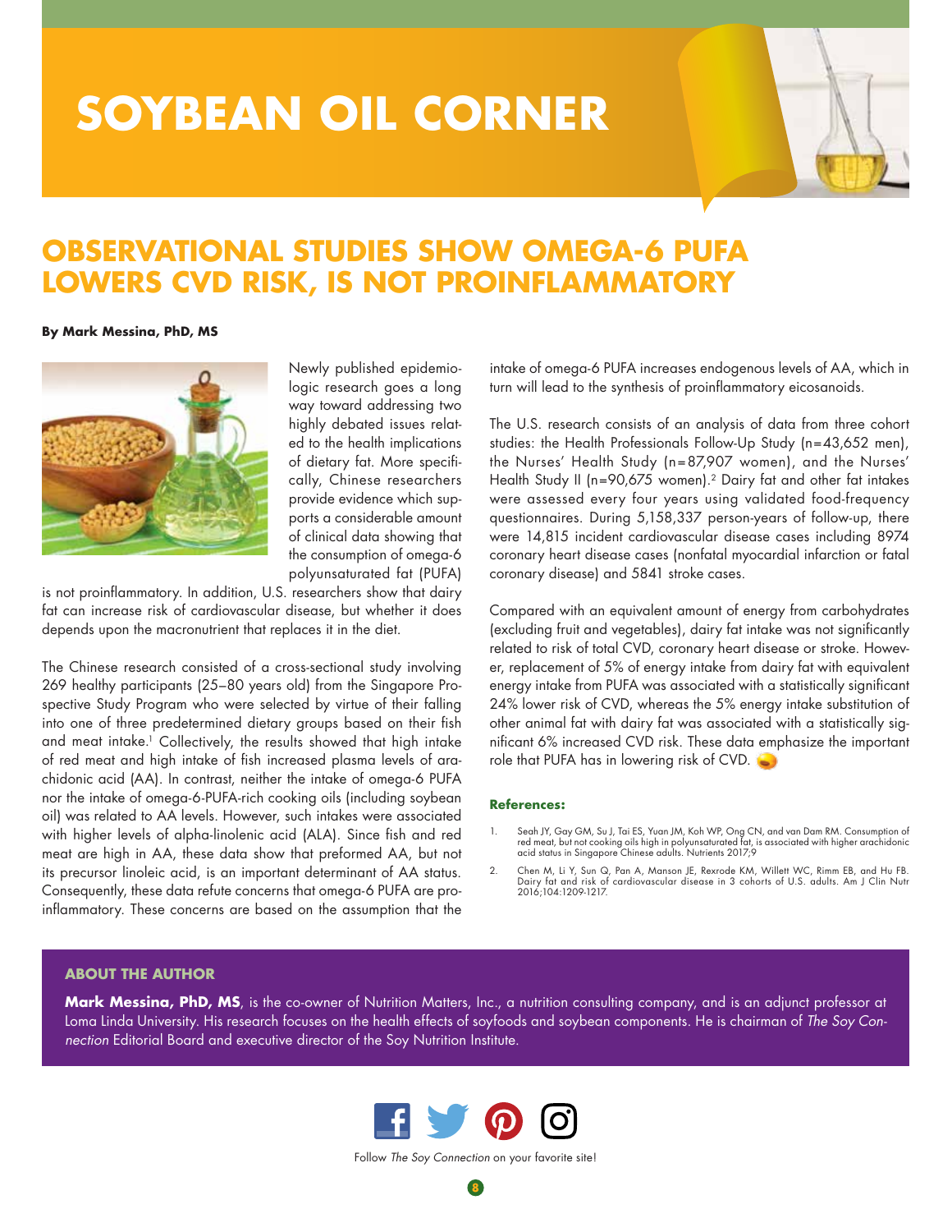# SOYBEAN OIL CORNER

## OBSERVATIONAL STUDIES SHOW OMEGA-6 PUFA LOWERS CVD RISK, IS NOT PROINFLAMMATORY

**By Mark Messina, PhD, MS**

Newly published epidemiologic research goes a long way toward addressing two highly debated issues related to the health implications of dietary fat. More specifically, Chinese researchers provide evidence which supports a considerable amount of clinical data showing that the consumption of omega-6 polyunsaturated fat (PUFA) is not proinflammatory. In addition, U.S. researchers show that dairy fat can increase risk of cardiovascular disease, but whether it does depends upon the macronutrient that replaces it in the diet.

The Chinese research consisted of a cross-sectional study involving 269 healthy participants (25–80 years old) from the Singapore Prospective Study Program who were selected by virtue of their falling into one of three predetermined dietary groups based on their fish and meat intake.[1] Collectively, the results showed that high intake of red meat and high intake of fish increased plasma levels of arachidonic acid (AA). In contrast, neither the intake of omega-6 PUFA nor the intake of omega-6-PUFA-rich cooking oils (including soybean oil) was related to AA levels. However, such intakes were associated with higher levels of alpha-linolenic acid (ALA). Since fish and red meat are high in AA, these data show that preformed AA, but not its precursor linoleic acid, is an important determinant of AA status. Consequently, these data refute concerns that omega-6 PUFA are proinflammatory. These concerns are based on the assumption that the intake of omega-6 PUFA increases endogenous levels of AA, which in turn will lead to the synthesis of proinflammatory eicosanoids.

The U.S. research consists of an analysis of data from three cohort studies: the Health Professionals Follow-Up Study (n=43,652 men), the Nurses' Health Study (n=87,907 women), and the Nurses' Health Study II (n=90,675 women).[2] Dairy fat and other fat intakes were assessed every four years using validated food-frequency questionnaires. During 5,158,337 person-years of follow-up, there were 14,815 incident cardiovascular disease cases including 8974 coronary heart disease cases (nonfatal myocardial infarction or fatal coronary disease) and 5841 stroke cases.

Compared with an equivalent amount of energy from carbohydrates (excluding fruit and vegetables), dairy fat intake was not significantly related to risk of total CVD, coronary heart disease or stroke. However, replacement of 5% of energy intake from dairy fat with equivalent energy intake from PUFA was associated with a statistically significant 24% lower risk of CVD, whereas the 5% energy intake substitution of other animal fat with dairy fat was associated with a statistically significant 6% increased CVD risk. These data emphasize the important role that PUFA has in lowering risk of CVD.

### References:

1. Seah JY, Gay GM, Su J, Tai ES, Yuan JM, Koh WP, Ong CN, and van Dam RM. Consumption of red meat, but not cooking oils high in polyunsaturated fat, is associated with higher arachidonic acid status in Singapore Chinese adults. Nutrients 2017;9
2. Chen M, Li Y, Sun Q, Pan A, Manson JE, Rexrode KM, Willett WC, Rimm EB, and Hu FB. Dairy fat and risk of cardiovascular disease in 3 cohorts of U.S. adults. Am J Clin Nutr 2016;104:1209-1217.

### ABOUT THE AUTHOR

**Mark Messina, PhD, MS**, is the co-owner of Nutrition Matters, Inc., a nutrition consulting company, and is an adjunct professor at Loma Linda University. His research focuses on the health effects of soyfoods and soybean components. He is chairman of *The Soy Connection* Editorial Board and executive director of the Soy Nutrition Institute.

Follow *The Soy Connection* on your favorite site!